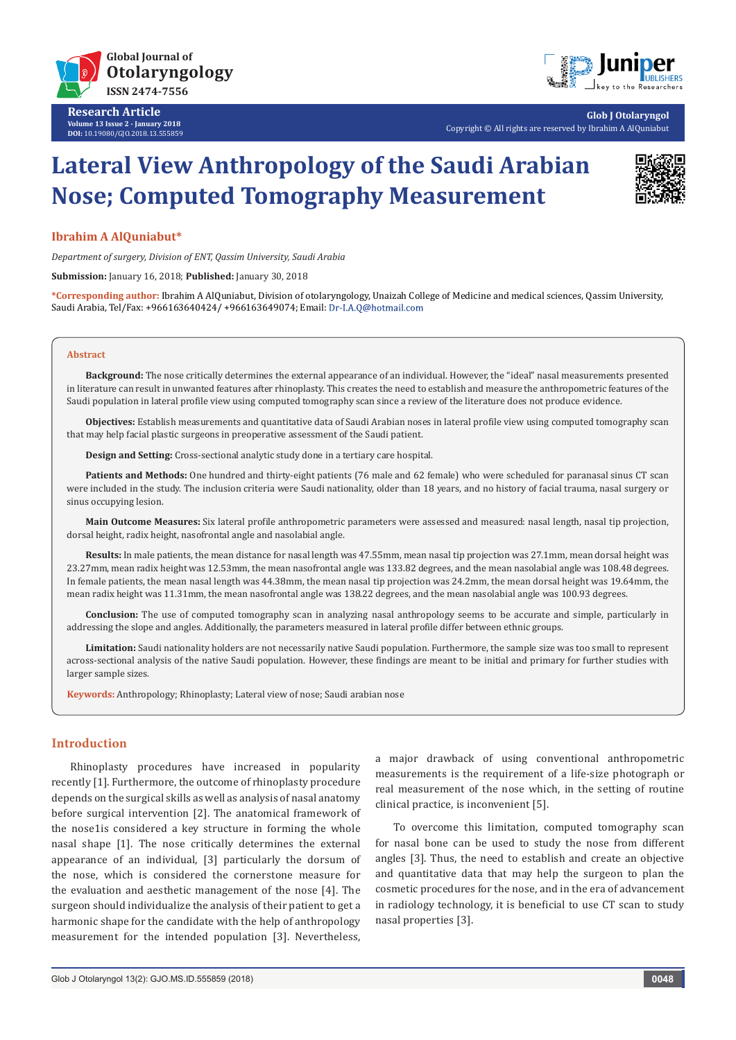Research Article
Volume 13 Issue 2 - January 2018
DOI: 10.19080/GJO.2018.13.555859

Glob J Otolaryngol
Copyright © All rights are reserved by Ibrahim A AlQuniabut

# Lateral View Anthropology of the Saudi Arabian Nose; Computed Tomography Measurement

**Ibrahim A AlQuniabut***

*Department of surgery, Division of ENT, Qassim University, Saudi Arabia*

**Submission:** January 16, 2018; **Published:** January 30, 2018

***Corresponding author:** Ibrahim A AlQuniabut, Division of otolaryngology, Unaizah College of Medicine and medical sciences, Qassim University, Saudi Arabia, Tel/Fax: +966163640424/ +966163649074; Email: Dr-I.A.Q@hotmail.com

## Abstract

**Background:** The nose critically determines the external appearance of an individual. However, the "ideal" nasal measurements presented in literature can result in unwanted features after rhinoplasty. This creates the need to establish and measure the anthropometric features of the Saudi population in lateral profile view using computed tomography scan since a review of the literature does not produce evidence.

**Objectives:** Establish measurements and quantitative data of Saudi Arabian noses in lateral profile view using computed tomography scan that may help facial plastic surgeons in preoperative assessment of the Saudi patient.

**Design and Setting:** Cross-sectional analytic study done in a tertiary care hospital.

**Patients and Methods:** One hundred and thirty-eight patients (76 male and 62 female) who were scheduled for paranasal sinus CT scan were included in the study. The inclusion criteria were Saudi nationality, older than 18 years, and no history of facial trauma, nasal surgery or sinus occupying lesion.

**Main Outcome Measures:** Six lateral profile anthropometric parameters were assessed and measured: nasal length, nasal tip projection, dorsal height, radix height, nasofrontal angle and nasolabial angle.

**Results:** In male patients, the mean distance for nasal length was 47.55mm, mean nasal tip projection was 27.1mm, mean dorsal height was 23.27mm, mean radix height was 12.53mm, the mean nasofrontal angle was 133.82 degrees, and the mean nasolabial angle was 108.48 degrees. In female patients, the mean nasal length was 44.38mm, the mean nasal tip projection was 24.2mm, the mean dorsal height was 19.64mm, the mean radix height was 11.31mm, the mean nasofrontal angle was 138.22 degrees, and the mean nasolabial angle was 100.93 degrees.

**Conclusion:** The use of computed tomography scan in analyzing nasal anthropology seems to be accurate and simple, particularly in addressing the slope and angles. Additionally, the parameters measured in lateral profile differ between ethnic groups.

**Limitation:** Saudi nationality holders are not necessarily native Saudi population. Furthermore, the sample size was too small to represent across-sectional analysis of the native Saudi population. However, these findings are meant to be initial and primary for further studies with larger sample sizes.

**Keywords:** Anthropology; Rhinoplasty; Lateral view of nose; Saudi arabian nose

## Introduction

Rhinoplasty procedures have increased in popularity recently [1]. Furthermore, the outcome of rhinoplasty procedure depends on the surgical skills as well as analysis of nasal anatomy before surgical intervention [2]. The anatomical framework of the nose1is considered a key structure in forming the whole nasal shape [1]. The nose critically determines the external appearance of an individual, [3] particularly the dorsum of the nose, which is considered the cornerstone measure for the evaluation and aesthetic management of the nose [4]. The surgeon should individualize the analysis of their patient to get a harmonic shape for the candidate with the help of anthropology measurement for the intended population [3]. Nevertheless, a major drawback of using conventional anthropometric measurements is the requirement of a life-size photograph or real measurement of the nose which, in the setting of routine clinical practice, is inconvenient [5].

To overcome this limitation, computed tomography scan for nasal bone can be used to study the nose from different angles [3]. Thus, the need to establish and create an objective and quantitative data that may help the surgeon to plan the cosmetic procedures for the nose, and in the era of advancement in radiology technology, it is beneficial to use CT scan to study nasal properties [3].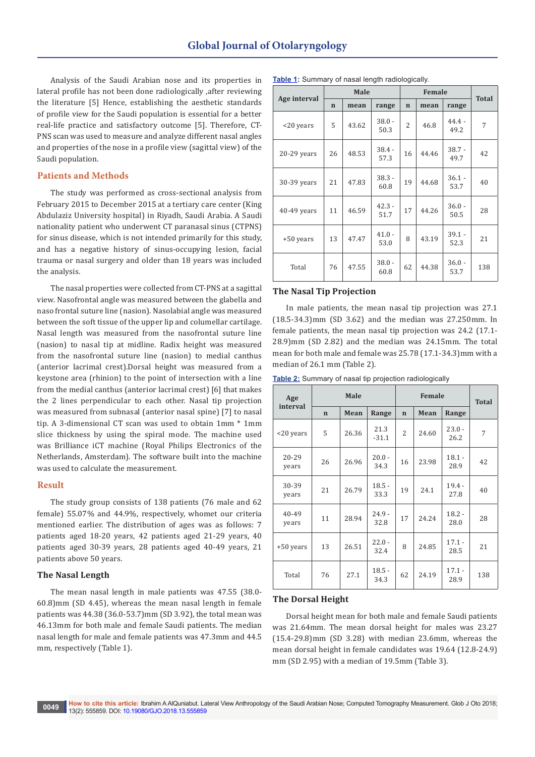Analysis of the Saudi Arabian nose and its properties in lateral profile has not been done radiologically ,after reviewing the literature [5] Hence, establishing the aesthetic standards of profile view for the Saudi population is essential for a better real-life practice and satisfactory outcome [5]. Therefore, CT-PNS scan was used to measure and analyze different nasal angles and properties of the nose in a profile view (sagittal view) of the Saudi population.

## Patients and Methods

The study was performed as cross-sectional analysis from February 2015 to December 2015 at a tertiary care center (King Abdulaziz University hospital) in Riyadh, Saudi Arabia. A Saudi nationality patient who underwent CT paranasal sinus (CTPNS) for sinus disease, which is not intended primarily for this study, and has a negative history of sinus-occupying lesion, facial trauma or nasal surgery and older than 18 years was included the analysis.

The nasal properties were collected from CT-PNS at a sagittal view. Nasofrontal angle was measured between the glabella and naso frontal suture line (nasion). Nasolabial angle was measured between the soft tissue of the upper lip and columellar cartilage. Nasal length was measured from the nasofrontal suture line (nasion) to nasal tip at midline. Radix height was measured from the nasofrontal suture line (nasion) to medial canthus (anterior lacrimal crest).Dorsal height was measured from a keystone area (rhinion) to the point of intersection with a line from the medial canthus (anterior lacrimal crest) [6] that makes the 2 lines perpendicular to each other. Nasal tip projection was measured from subnasal (anterior nasal spine) [7] to nasal tip. A 3-dimensional CT scan was used to obtain 1mm * 1mm slice thickness by using the spiral mode. The machine used was Brilliance iCT machine (Royal Philips Electronics of the Netherlands, Amsterdam). The software built into the machine was used to calculate the measurement.

## Result

The study group consists of 138 patients (76 male and 62 female) 55.07% and 44.9%, respectively, whomet our criteria mentioned earlier. The distribution of ages was as follows: 7 patients aged 18-20 years, 42 patients aged 21-29 years, 40 patients aged 30-39 years, 28 patients aged 40-49 years, 21 patients above 50 years.

### The Nasal Length

The mean nasal length in male patients was 47.55 (38.0-60.8)mm (SD 4.45), whereas the mean nasal length in female patients was 44.38 (36.0-53.7)mm (SD 3.92), the total mean was 46.13mm for both male and female Saudi patients. The median nasal length for male and female patients was 47.3mm and 44.5 mm, respectively (Table 1).

**Table 1:** Summary of nasal length radiologically.

| Age interval | Male | | | Female | | | Total |
|---|---|---|---|---|---|---|---|
| | n | mean | range | n | mean | range | |
| <20 years | 5 | 43.62 | 38.0 - 50.3 | 2 | 46.8 | 44.4 - 49.2 | 7 |
| 20-29 years | 26 | 48.53 | 38.4 - 57.3 | 16 | 44.46 | 38.7 - 49.7 | 42 |
| 30-39 years | 21 | 47.83 | 38.3 - 60.8 | 19 | 44.68 | 36.1 - 53.7 | 40 |
| 40-49 years | 11 | 46.59 | 42.3 - 51.7 | 17 | 44.26 | 36.0 - 50.5 | 28 |
| +50 years | 13 | 47.47 | 41.0 - 53.0 | 8 | 43.19 | 39.1 - 52.3 | 21 |
| Total | 76 | 47.55 | 38.0 - 60.8 | 62 | 44.38 | 36.0 - 53.7 | 138 |

### The Nasal Tip Projection

In male patients, the mean nasal tip projection was 27.1 (18.5-34.3)mm (SD 3.62) and the median was 27.250mm. In female patients, the mean nasal tip projection was 24.2 (17.1-28.9)mm (SD 2.82) and the median was 24.15mm. The total mean for both male and female was 25.78 (17.1-34.3)mm with a median of 26.1 mm (Table 2).

**Table 2:** Summary of nasal tip projection radiologically

| Age interval | Male | | | Female | | | Total |
|---|---|---|---|---|---|---|---|
| | n | Mean | Range | n | Mean | Range | |
| <20 years | 5 | 26.36 | 21.3 -31.1 | 2 | 24.60 | 23.0 - 26.2 | 7 |
| 20-29 years | 26 | 26.96 | 20.0 - 34.3 | 16 | 23.98 | 18.1 - 28.9 | 42 |
| 30-39 years | 21 | 26.79 | 18.5 - 33.3 | 19 | 24.1 | 19.4 - 27.8 | 40 |
| 40-49 years | 11 | 28.94 | 24.9 - 32.8 | 17 | 24.24 | 18.2 - 28.0 | 28 |
| +50 years | 13 | 26.51 | 22.0 - 32.4 | 8 | 24.85 | 17.1 - 28.5 | 21 |
| Total | 76 | 27.1 | 18.5 - 34.3 | 62 | 24.19 | 17.1 - 28.9 | 138 |

### The Dorsal Height

Dorsal height mean for both male and female Saudi patients was 21.64mm. The mean dorsal height for males was 23.27 (15.4-29.8)mm (SD 3.28) with median 23.6mm, whereas the mean dorsal height in female candidates was 19.64 (12.8-24.9) mm (SD 2.95) with a median of 19.5mm (Table 3).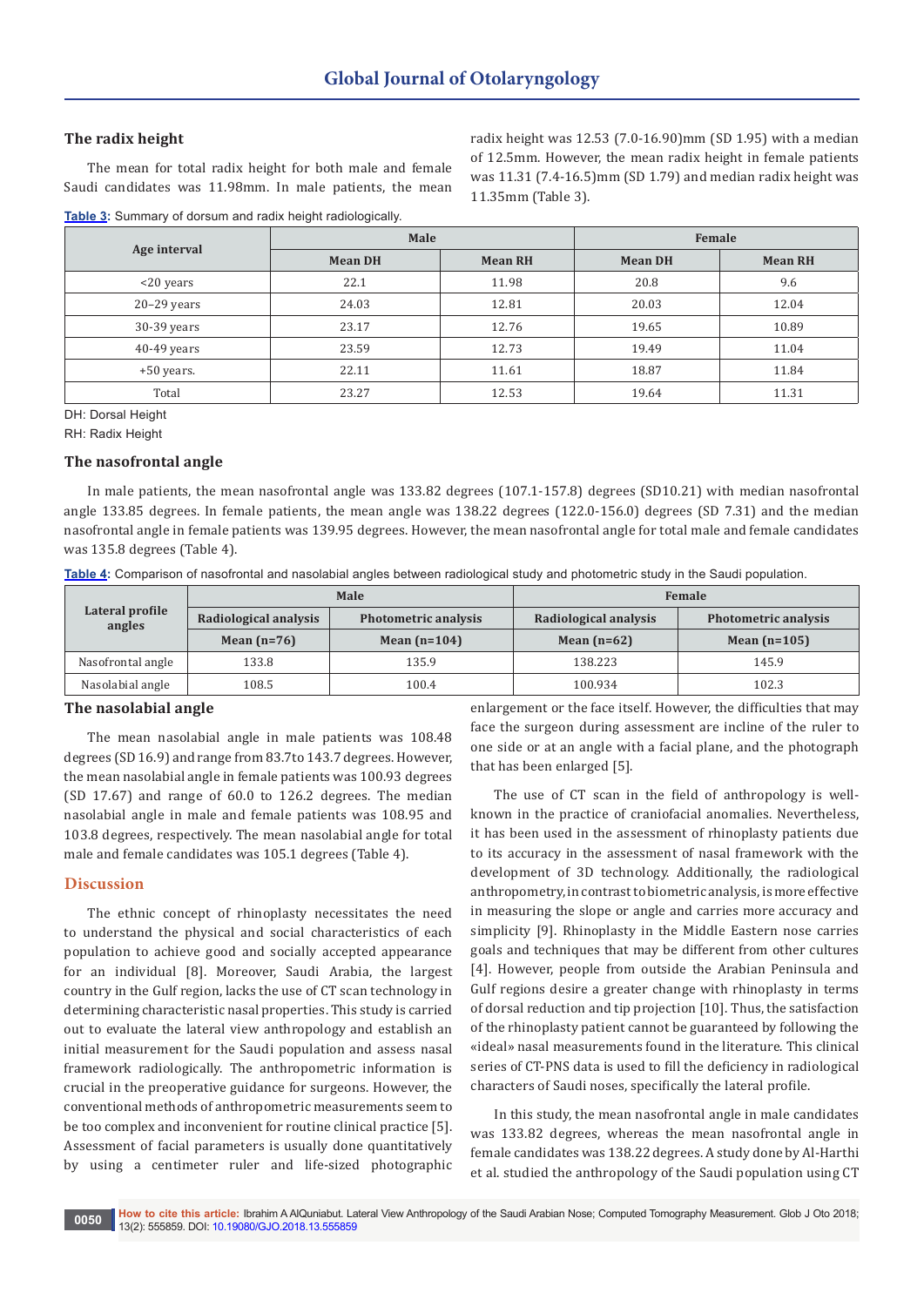### The radix height

The mean for total radix height for both male and female Saudi candidates was 11.98mm. In male patients, the mean radix height was 12.53 (7.0-16.90)mm (SD 1.95) with a median of 12.5mm. However, the mean radix height in female patients was 11.31 (7.4-16.5)mm (SD 1.79) and median radix height was 11.35mm (Table 3).

**Table 3**: Summary of dorsum and radix height radiologically.

| Age interval | Male | | Female | |
|---|---|---|---|---|
| | Mean DH | Mean RH | Mean DH | Mean RH |
| <20 years | 22.1 | 11.98 | 20.8 | 9.6 |
| 20–29 years | 24.03 | 12.81 | 20.03 | 12.04 |
| 30-39 years | 23.17 | 12.76 | 19.65 | 10.89 |
| 40-49 years | 23.59 | 12.73 | 19.49 | 11.04 |
| +50 years. | 22.11 | 11.61 | 18.87 | 11.84 |
| Total | 23.27 | 12.53 | 19.64 | 11.31 |

DH: Dorsal Height

RH: Radix Height

### The nasofrontal angle

In male patients, the mean nasofrontal angle was 133.82 degrees (107.1-157.8) degrees (SD10.21) with median nasofrontal angle 133.85 degrees. In female patients, the mean angle was 138.22 degrees (122.0-156.0) degrees (SD 7.31) and the median nasofrontal angle in female patients was 139.95 degrees. However, the mean nasofrontal angle for total male and female candidates was 135.8 degrees (Table 4).

**Table 4**: Comparison of nasofrontal and nasolabial angles between radiological study and photometric study in the Saudi population.

| Lateral profile angles | Male | | Female | |
|---|---|---|---|---|
| | Radiological analysis | Photometric analysis | Radiological analysis | Photometric analysis |
| | Mean (n=76) | Mean (n=104) | Mean (n=62) | Mean (n=105) |
| Nasofrontal angle | 133.8 | 135.9 | 138.223 | 145.9 |
| Nasolabial angle | 108.5 | 100.4 | 100.934 | 102.3 |

### The nasolabial angle

The mean nasolabial angle in male patients was 108.48 degrees (SD 16.9) and range from 83.7to 143.7 degrees. However, the mean nasolabial angle in female patients was 100.93 degrees (SD 17.67) and range of 60.0 to 126.2 degrees. The median nasolabial angle in male and female patients was 108.95 and 103.8 degrees, respectively. The mean nasolabial angle for total male and female candidates was 105.1 degrees (Table 4).

## Discussion

The ethnic concept of rhinoplasty necessitates the need to understand the physical and social characteristics of each population to achieve good and socially accepted appearance for an individual [8]. Moreover, Saudi Arabia, the largest country in the Gulf region, lacks the use of CT scan technology in determining characteristic nasal properties. This study is carried out to evaluate the lateral view anthropology and establish an initial measurement for the Saudi population and assess nasal framework radiologically. The anthropometric information is crucial in the preoperative guidance for surgeons. However, the conventional methods of anthropometric measurements seem to be too complex and inconvenient for routine clinical practice [5]. Assessment of facial parameters is usually done quantitatively by using a centimeter ruler and life-sized photographic enlargement or the face itself. However, the difficulties that may face the surgeon during assessment are incline of the ruler to one side or at an angle with a facial plane, and the photograph that has been enlarged [5].

The use of CT scan in the field of anthropology is well-known in the practice of craniofacial anomalies. Nevertheless, it has been used in the assessment of rhinoplasty patients due to its accuracy in the assessment of nasal framework with the development of 3D technology. Additionally, the radiological anthropometry, in contrast to biometric analysis, is more effective in measuring the slope or angle and carries more accuracy and simplicity [9]. Rhinoplasty in the Middle Eastern nose carries goals and techniques that may be different from other cultures [4]. However, people from outside the Arabian Peninsula and Gulf regions desire a greater change with rhinoplasty in terms of dorsal reduction and tip projection [10]. Thus, the satisfaction of the rhinoplasty patient cannot be guaranteed by following the «ideal» nasal measurements found in the literature. This clinical series of CT-PNS data is used to fill the deficiency in radiological characters of Saudi noses, specifically the lateral profile.

In this study, the mean nasofrontal angle in male candidates was 133.82 degrees, whereas the mean nasofrontal angle in female candidates was 138.22 degrees. A study done by Al-Harthi et al. studied the anthropology of the Saudi population using CT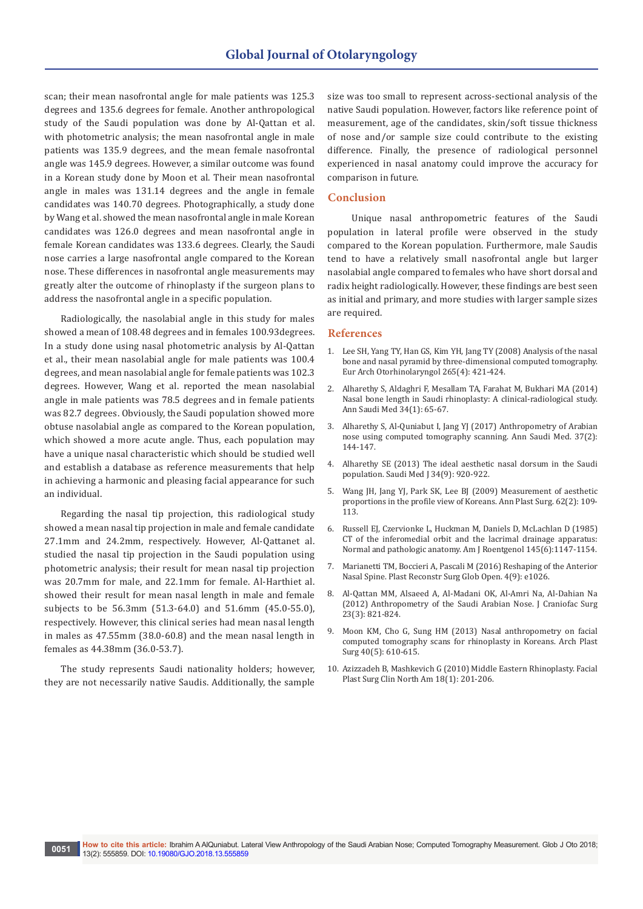scan; their mean nasofrontal angle for male patients was 125.3 degrees and 135.6 degrees for female. Another anthropological study of the Saudi population was done by Al-Qattan et al. with photometric analysis; the mean nasofrontal angle in male patients was 135.9 degrees, and the mean female nasofrontal angle was 145.9 degrees. However, a similar outcome was found in a Korean study done by Moon et al. Their mean nasofrontal angle in males was 131.14 degrees and the angle in female candidates was 140.70 degrees. Photographically, a study done by Wang et al. showed the mean nasofrontal angle in male Korean candidates was 126.0 degrees and mean nasofrontal angle in female Korean candidates was 133.6 degrees. Clearly, the Saudi nose carries a large nasofrontal angle compared to the Korean nose. These differences in nasofrontal angle measurements may greatly alter the outcome of rhinoplasty if the surgeon plans to address the nasofrontal angle in a specific population.

Radiologically, the nasolabial angle in this study for males showed a mean of 108.48 degrees and in females 100.93degrees. In a study done using nasal photometric analysis by Al-Qattan et al., their mean nasolabial angle for male patients was 100.4 degrees, and mean nasolabial angle for female patients was 102.3 degrees. However, Wang et al. reported the mean nasolabial angle in male patients was 78.5 degrees and in female patients was 82.7 degrees. Obviously, the Saudi population showed more obtuse nasolabial angle as compared to the Korean population, which showed a more acute angle. Thus, each population may have a unique nasal characteristic which should be studied well and establish a database as reference measurements that help in achieving a harmonic and pleasing facial appearance for such an individual.

Regarding the nasal tip projection, this radiological study showed a mean nasal tip projection in male and female candidate 27.1mm and 24.2mm, respectively. However, Al-Qattanet al. studied the nasal tip projection in the Saudi population using photometric analysis; their result for mean nasal tip projection was 20.7mm for male, and 22.1mm for female. Al-Harthiet al. showed their result for mean nasal length in male and female subjects to be 56.3mm (51.3-64.0) and 51.6mm (45.0-55.0), respectively. However, this clinical series had mean nasal length in males as 47.55mm (38.0-60.8) and the mean nasal length in females as 44.38mm (36.0-53.7).

The study represents Saudi nationality holders; however, they are not necessarily native Saudis. Additionally, the sample size was too small to represent across-sectional analysis of the native Saudi population. However, factors like reference point of measurement, age of the candidates, skin/soft tissue thickness of nose and/or sample size could contribute to the existing difference. Finally, the presence of radiological personnel experienced in nasal anatomy could improve the accuracy for comparison in future.

## Conclusion

Unique nasal anthropometric features of the Saudi population in lateral profile were observed in the study compared to the Korean population. Furthermore, male Saudis tend to have a relatively small nasofrontal angle but larger nasolabial angle compared to females who have short dorsal and radix height radiologically. However, these findings are best seen as initial and primary, and more studies with larger sample sizes are required.

## References

1. Lee SH, Yang TY, Han GS, Kim YH, Jang TY (2008) Analysis of the nasal bone and nasal pyramid by three-dimensional computed tomography. Eur Arch Otorhinolaryngol 265(4): 421-424.
2. Alharethy S, Aldaghri F, Mesallam TA, Farahat M, Bukhari MA (2014) Nasal bone length in Saudi rhinoplasty: A clinical-radiological study. Ann Saudi Med 34(1): 65-67.
3. Alharethy S, Al-Quniabut I, Jang YJ (2017) Anthropometry of Arabian nose using computed tomography scanning. Ann Saudi Med. 37(2): 144-147.
4. Alharethy SE (2013) The ideal aesthetic nasal dorsum in the Saudi population. Saudi Med J 34(9): 920-922.
5. Wang JH, Jang YJ, Park SK, Lee BJ (2009) Measurement of aesthetic proportions in the profile view of Koreans. Ann Plast Surg. 62(2): 109-113.
6. Russell EJ, Czervionke L, Huckman M, Daniels D, McLachlan D (1985) CT of the inferomedial orbit and the lacrimal drainage apparatus: Normal and pathologic anatomy. Am J Roentgenol 145(6):1147-1154.
7. Marianetti TM, Boccieri A, Pascali M (2016) Reshaping of the Anterior Nasal Spine. Plast Reconstr Surg Glob Open. 4(9): e1026.
8. Al-Qattan MM, Alsaeed A, Al-Madani OK, Al-Amri Na, Al-Dahian Na (2012) Anthropometry of the Saudi Arabian Nose. J Craniofac Surg 23(3): 821-824.
9. Moon KM, Cho G, Sung HM (2013) Nasal anthropometry on facial computed tomography scans for rhinoplasty in Koreans. Arch Plast Surg 40(5): 610-615.
10. Azizzadeh B, Mashkevich G (2010) Middle Eastern Rhinoplasty. Facial Plast Surg Clin North Am 18(1): 201-206.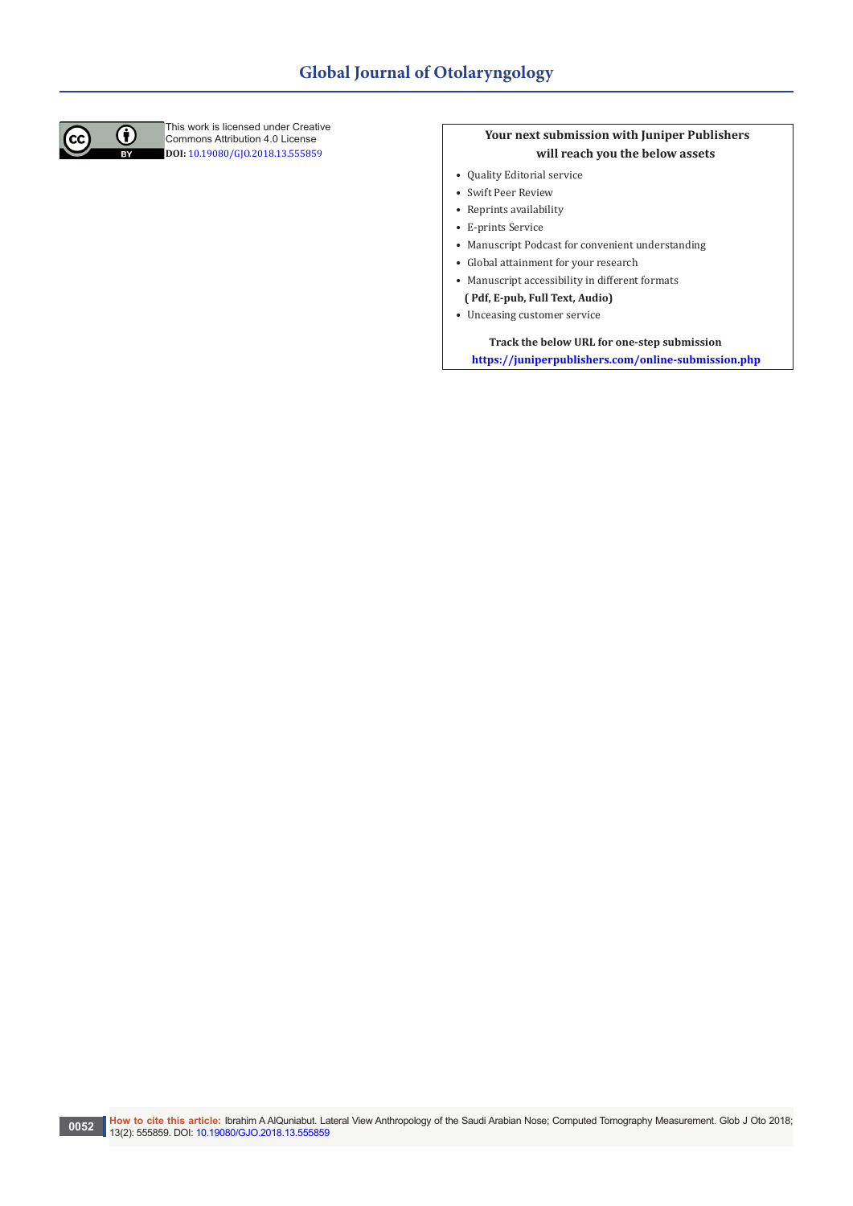This work is licensed under Creative Commons Attribution 4.0 License
**DOI:** 10.19080/GJO.2018.13.555859

**Your next submission with Juniper Publishers will reach you the below assets**

- Quality Editorial service
- Swift Peer Review
- Reprints availability
- E-prints Service
- Manuscript Podcast for convenient understanding
- Global attainment for your research
- Manuscript accessibility in different formats
  **( Pdf, E-pub, Full Text, Audio)**
- Unceasing customer service

**Track the below URL for one-step submission**
**https://juniperpublishers.com/online-submission.php**